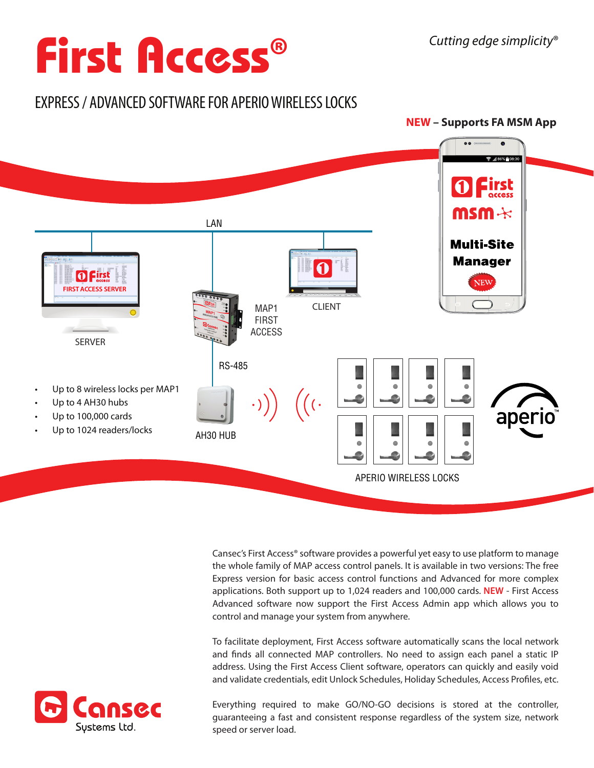# First Access®

*Cutting edge simplicity®*

## EXPRESS / ADVANCED SOFTWARE FOR APERIO WIRELESS LOCKS

**NEW – Supports FA MSM App**

LAN

SERVER

MAP1 FIRST ACCESS

CLIENT

RS-485

AH30 HUB

APERIO WIRELESS LOCKS

- Up to 8 wireless locks per MAP1
- Up to 4 AH30 hubs
- Up to 100,000 cards
- Up to 1024 readers/locks

Cansec's First Access® software provides a powerful yet easy to use platform to manage the whole family of MAP access control panels. It is available in two versions: The free Express version for basic access control functions and Advanced for more complex applications. Both support up to 1,024 readers and 100,000 cards. **NEW** - First Access Advanced software now support the First Access Admin app which allows you to control and manage your system from anywhere.

To facilitate deployment, First Access software automatically scans the local network and finds all connected MAP controllers. No need to assign each panel a static IP address. Using the First Access Client software, operators can quickly and easily void and validate credentials, edit Unlock Schedules, Holiday Schedules, Access Profiles, etc.

Everything required to make GO/NO-GO decisions is stored at the controller, guaranteeing a fast and consistent response regardless of the system size, network speed or server load.

Cansec Systems Ltd.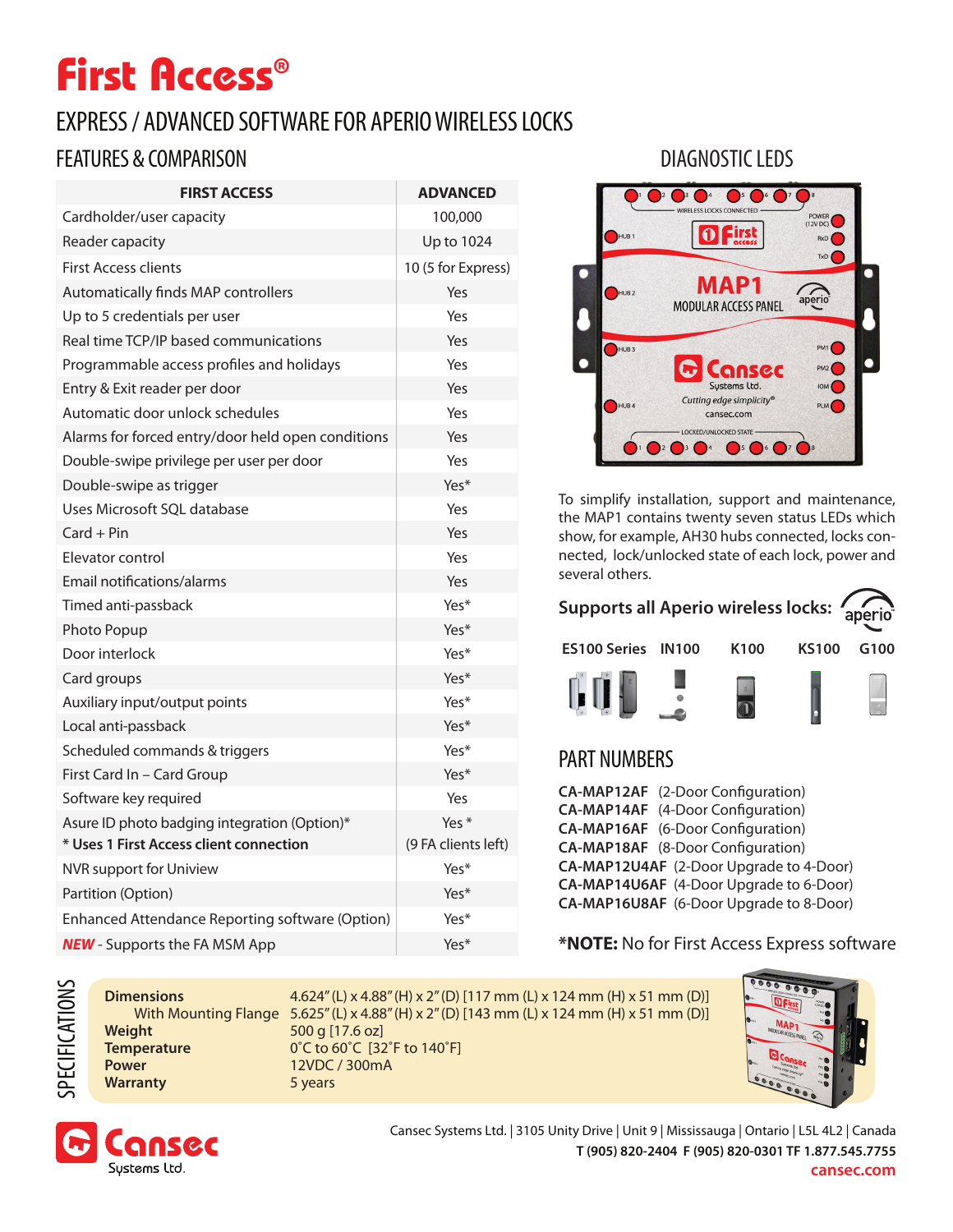# First Access®

## EXPRESS / ADVANCED SOFTWARE FOR APERIO WIRELESS LOCKS

### FEATURES & COMPARISON

| FIRST ACCESS | ADVANCED |
|---|---|
| Cardholder/user capacity | 100,000 |
| Reader capacity | Up to 1024 |
| First Access clients | 10 (5 for Express) |
| Automatically finds MAP controllers | Yes |
| Up to 5 credentials per user | Yes |
| Real time TCP/IP based communications | Yes |
| Programmable access profiles and holidays | Yes |
| Entry & Exit reader per door | Yes |
| Automatic door unlock schedules | Yes |
| Alarms for forced entry/door held open conditions | Yes |
| Double-swipe privilege per user per door | Yes |
| Double-swipe as trigger | Yes* |
| Uses Microsoft SQL database | Yes |
| Card + Pin | Yes |
| Elevator control | Yes |
| Email notifications/alarms | Yes |
| Timed anti-passback | Yes* |
| Photo Popup | Yes* |
| Door interlock | Yes* |
| Card groups | Yes* |
| Auxiliary input/output points | Yes* |
| Local anti-passback | Yes* |
| Scheduled commands & triggers | Yes* |
| First Card In – Card Group | Yes* |
| Software key required | Yes |
| Asure ID photo badging integration (Option)* **\* Uses 1 First Access client connection** | Yes * (9 FA clients left) |
| NVR support for Uniview | Yes* |
| Partition (Option) | Yes* |
| Enhanced Attendance Reporting software (Option) | Yes* |
| ***NEW*** - Supports the FA MSM App | Yes* |

### DIAGNOSTIC LEDS

To simplify installation, support and maintenance, the MAP1 contains twenty seven status LEDs which show, for example, AH30 hubs connected, locks connected, lock/unlocked state of each lock, power and several others.

**Supports all Aperio wireless locks:**

**ES100 Series** **IN100** **K100** **KS100** **G100**

### PART NUMBERS

**CA-MAP12AF** (2-Door Configuration)
**CA-MAP14AF** (4-Door Configuration)
**CA-MAP16AF** (6-Door Configuration)
**CA-MAP18AF** (8-Door Configuration)
**CA-MAP12U4AF** (2-Door Upgrade to 4-Door)
**CA-MAP14U6AF** (4-Door Upgrade to 6-Door)
**CA-MAP16U8AF** (6-Door Upgrade to 8-Door)

**\*NOTE:** No for First Access Express software

### SPECIFICATIONS

| | |
|---|---|
| **Dimensions** | 4.624" (L) x 4.88" (H) x 2" (D) [117 mm (L) x 124 mm (H) x 51 mm (D)] |
| With Mounting Flange | 5.625" (L) x 4.88" (H) x 2" (D) [143 mm (L) x 124 mm (H) x 51 mm (D)] |
| **Weight** | 500 g [17.6 oz] |
| **Temperature** | 0˚C to 60˚C [32˚F to 140˚F] |
| **Power** | 12VDC / 300mA |
| **Warranty** | 5 years |

Cansec Systems Ltd. | 3105 Unity Drive | Unit 9 | Mississauga | Ontario | L5L 4L2 | Canada
**T (905) 820-2404 F (905) 820-0301 TF 1.877.545.7755**
**cansec.com**